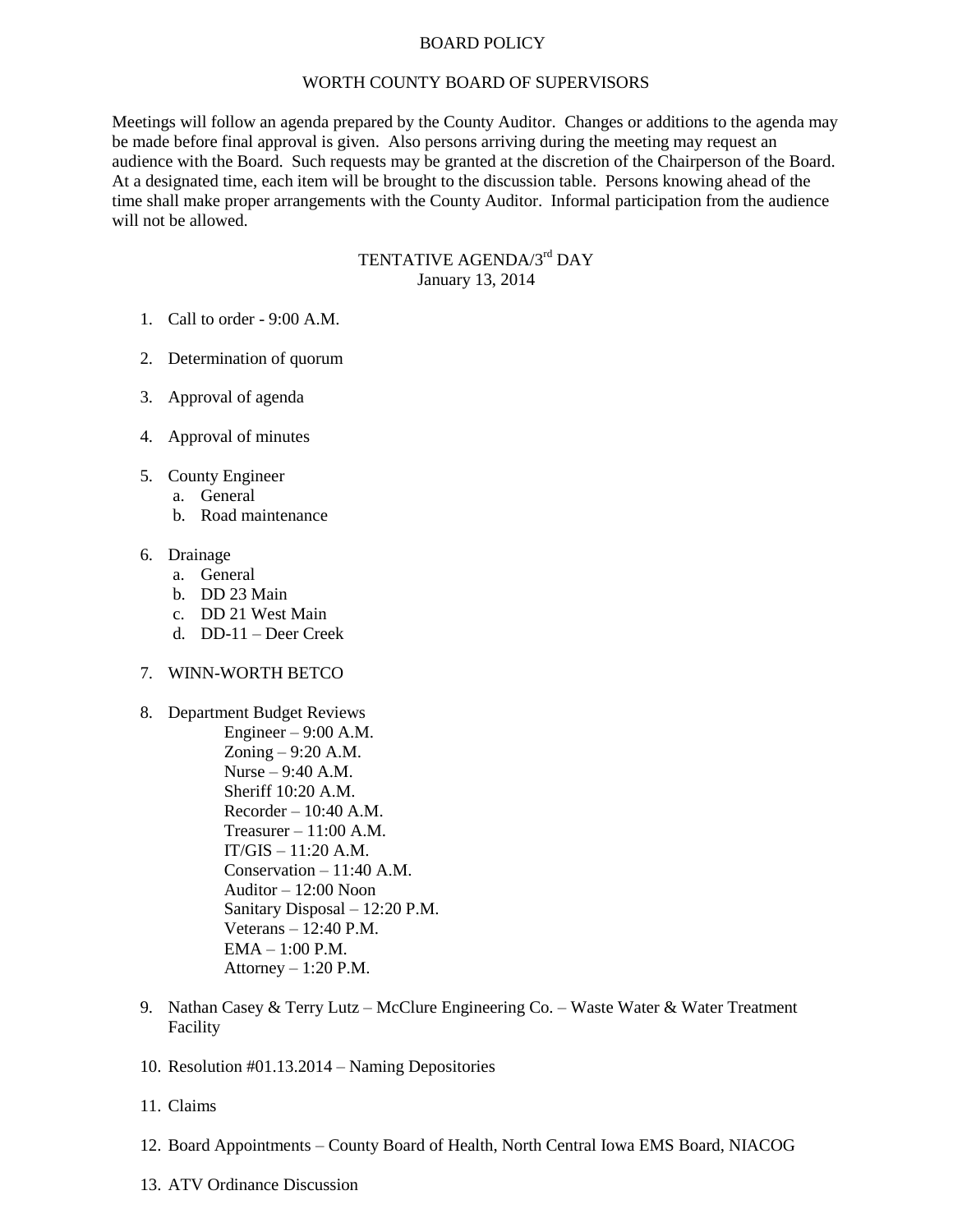# BOARD POLICY

## WORTH COUNTY BOARD OF SUPERVISORS

Meetings will follow an agenda prepared by the County Auditor. Changes or additions to the agenda may be made before final approval is given. Also persons arriving during the meeting may request an audience with the Board. Such requests may be granted at the discretion of the Chairperson of the Board. At a designated time, each item will be brought to the discussion table. Persons knowing ahead of the time shall make proper arrangements with the County Auditor. Informal participation from the audience will not be allowed.

## TENTATIVE AGENDA/3rd DAY
January 13, 2014

1. Call to order - 9:00 A.M.

2. Determination of quorum

3. Approval of agenda

4. Approval of minutes

5. County Engineer
   a. General
   b. Road maintenance

6. Drainage
   a. General
   b. DD 23 Main
   c. DD 21 West Main
   d. DD-11 – Deer Creek

7. WINN-WORTH BETCO

8. Department Budget Reviews
   - Engineer – 9:00 A.M.
   - Zoning – 9:20 A.M.
   - Nurse – 9:40 A.M.
   - Sheriff 10:20 A.M.
   - Recorder – 10:40 A.M.
   - Treasurer – 11:00 A.M.
   - IT/GIS – 11:20 A.M.
   - Conservation – 11:40 A.M.
   - Auditor – 12:00 Noon
   - Sanitary Disposal – 12:20 P.M.
   - Veterans – 12:40 P.M.
   - EMA – 1:00 P.M.
   - Attorney – 1:20 P.M.

9. Nathan Casey & Terry Lutz – McClure Engineering Co. – Waste Water & Water Treatment Facility

10. Resolution #01.13.2014 – Naming Depositories

11. Claims

12. Board Appointments – County Board of Health, North Central Iowa EMS Board, NIACOG

13. ATV Ordinance Discussion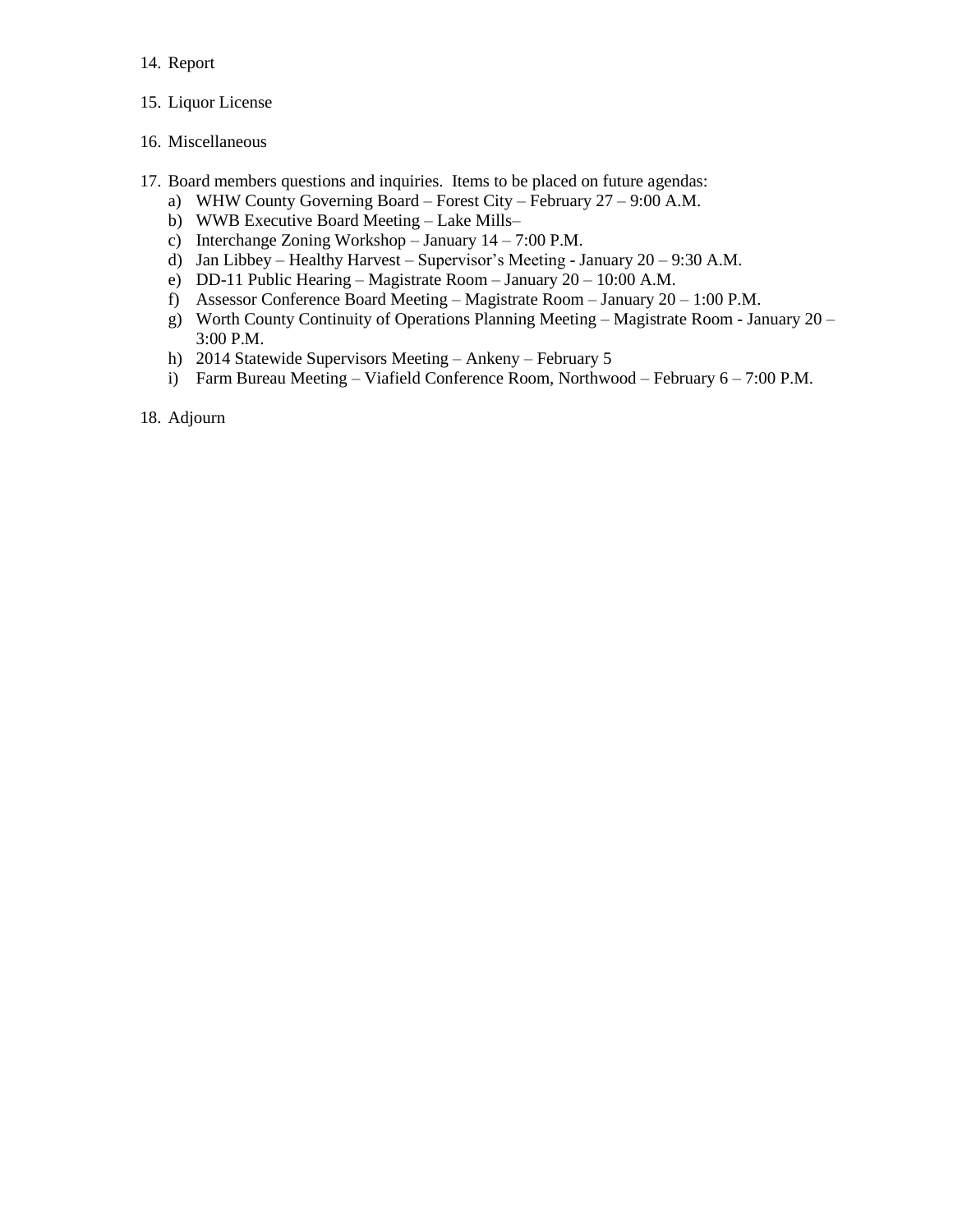14. Report

15. Liquor License

16. Miscellaneous

17. Board members questions and inquiries. Items to be placed on future agendas:
    a) WHW County Governing Board – Forest City – February 27 – 9:00 A.M.
    b) WWB Executive Board Meeting – Lake Mills–
    c) Interchange Zoning Workshop – January 14 – 7:00 P.M.
    d) Jan Libbey – Healthy Harvest – Supervisor's Meeting - January 20 – 9:30 A.M.
    e) DD-11 Public Hearing – Magistrate Room – January 20 – 10:00 A.M.
    f) Assessor Conference Board Meeting – Magistrate Room – January 20 – 1:00 P.M.
    g) Worth County Continuity of Operations Planning Meeting – Magistrate Room - January 20 – 3:00 P.M.
    h) 2014 Statewide Supervisors Meeting – Ankeny – February 5
    i) Farm Bureau Meeting – Viafield Conference Room, Northwood – February 6 – 7:00 P.M.

18. Adjourn